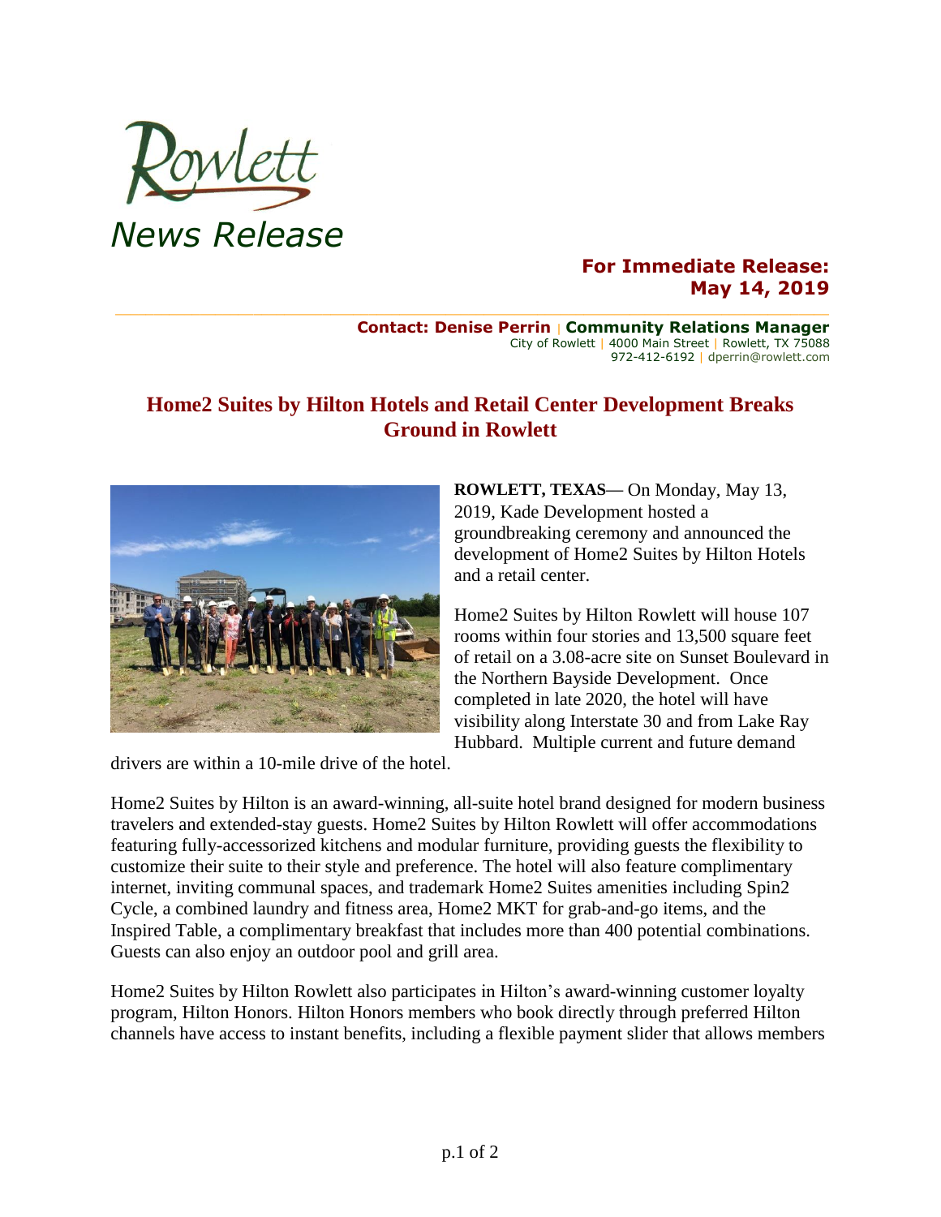Rowlett

*News Release*

**For Immediate Release:**
**May 14, 2019**

**Contact: Denise Perrin | Community Relations Manager**
City of Rowlett | 4000 Main Street | Rowlett, TX 75088
972-412-6192 | dperrin@rowlett.com

## Home2 Suites by Hilton Hotels and Retail Center Development Breaks Ground in Rowlett

**ROWLETT, TEXAS**— On Monday, May 13, 2019, Kade Development hosted a groundbreaking ceremony and announced the development of Home2 Suites by Hilton Hotels and a retail center.

Home2 Suites by Hilton Rowlett will house 107 rooms within four stories and 13,500 square feet of retail on a 3.08-acre site on Sunset Boulevard in the Northern Bayside Development. Once completed in late 2020, the hotel will have visibility along Interstate 30 and from Lake Ray Hubbard. Multiple current and future demand drivers are within a 10-mile drive of the hotel.

Home2 Suites by Hilton is an award-winning, all-suite hotel brand designed for modern business travelers and extended-stay guests. Home2 Suites by Hilton Rowlett will offer accommodations featuring fully-accessorized kitchens and modular furniture, providing guests the flexibility to customize their suite to their style and preference. The hotel will also feature complimentary internet, inviting communal spaces, and trademark Home2 Suites amenities including Spin2 Cycle, a combined laundry and fitness area, Home2 MKT for grab-and-go items, and the Inspired Table, a complimentary breakfast that includes more than 400 potential combinations. Guests can also enjoy an outdoor pool and grill area.

Home2 Suites by Hilton Rowlett also participates in Hilton's award-winning customer loyalty program, Hilton Honors. Hilton Honors members who book directly through preferred Hilton channels have access to instant benefits, including a flexible payment slider that allows members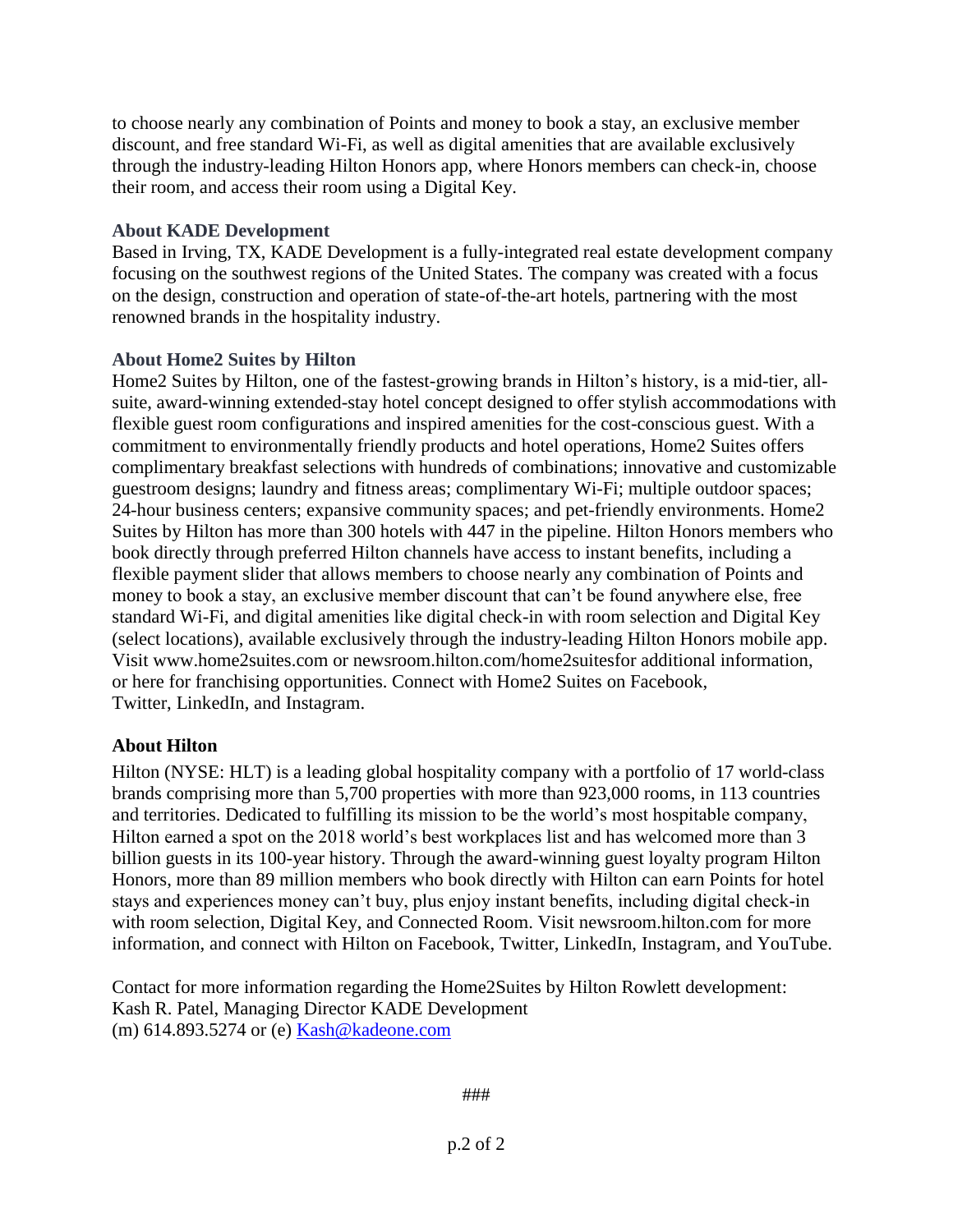to choose nearly any combination of Points and money to book a stay, an exclusive member discount, and free standard Wi-Fi, as well as digital amenities that are available exclusively through the industry-leading Hilton Honors app, where Honors members can check-in, choose their room, and access their room using a Digital Key.

**About KADE Development**

Based in Irving, TX, KADE Development is a fully-integrated real estate development company focusing on the southwest regions of the United States. The company was created with a focus on the design, construction and operation of state-of-the-art hotels, partnering with the most renowned brands in the hospitality industry.

**About Home2 Suites by Hilton**

Home2 Suites by Hilton, one of the fastest-growing brands in Hilton's history, is a mid-tier, all-suite, award-winning extended-stay hotel concept designed to offer stylish accommodations with flexible guest room configurations and inspired amenities for the cost-conscious guest. With a commitment to environmentally friendly products and hotel operations, Home2 Suites offers complimentary breakfast selections with hundreds of combinations; innovative and customizable guestroom designs; laundry and fitness areas; complimentary Wi-Fi; multiple outdoor spaces; 24-hour business centers; expansive community spaces; and pet-friendly environments. Home2 Suites by Hilton has more than 300 hotels with 447 in the pipeline. Hilton Honors members who book directly through preferred Hilton channels have access to instant benefits, including a flexible payment slider that allows members to choose nearly any combination of Points and money to book a stay, an exclusive member discount that can't be found anywhere else, free standard Wi-Fi, and digital amenities like digital check-in with room selection and Digital Key (select locations), available exclusively through the industry-leading Hilton Honors mobile app. Visit www.home2suites.com or newsroom.hilton.com/home2suitesfor additional information, or here for franchising opportunities. Connect with Home2 Suites on Facebook, Twitter, LinkedIn, and Instagram.

**About Hilton**

Hilton (NYSE: HLT) is a leading global hospitality company with a portfolio of 17 world-class brands comprising more than 5,700 properties with more than 923,000 rooms, in 113 countries and territories. Dedicated to fulfilling its mission to be the world's most hospitable company, Hilton earned a spot on the 2018 world's best workplaces list and has welcomed more than 3 billion guests in its 100-year history. Through the award-winning guest loyalty program Hilton Honors, more than 89 million members who book directly with Hilton can earn Points for hotel stays and experiences money can't buy, plus enjoy instant benefits, including digital check-in with room selection, Digital Key, and Connected Room. Visit newsroom.hilton.com for more information, and connect with Hilton on Facebook, Twitter, LinkedIn, Instagram, and YouTube.

Contact for more information regarding the Home2Suites by Hilton Rowlett development:
Kash R. Patel, Managing Director KADE Development
(m) 614.893.5274 or (e) [Kash@kadeone.com](mailto:Kash@kadeone.com)

###